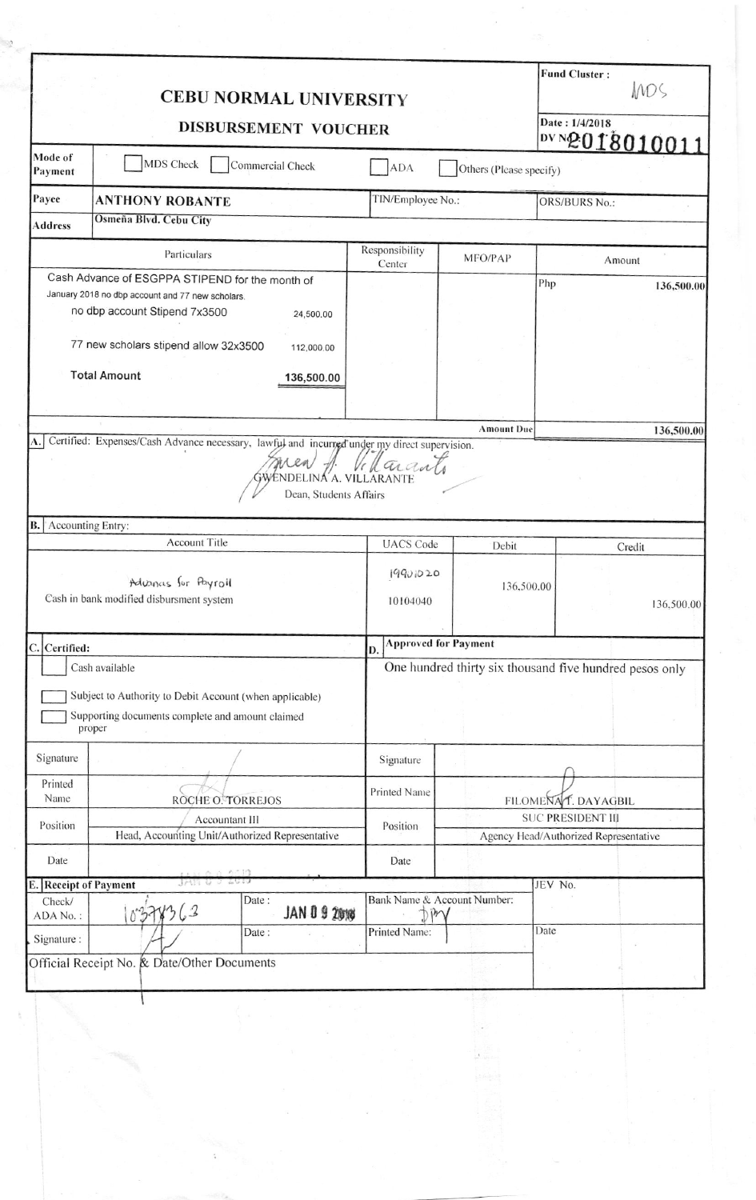# CEBU NORMAL UNIVERSITY

## DISBURSEMENT VOUCHER

Fund Cluster: MDS

Date: 1/4/2018

DV No. 2018010011

| | |
|---|---|
| Mode of Payment | ☐ MDS Check ☐ Commercial Check ☐ ADA ☐ Others (Please specify) |
| Payee | **ANTHONY ROBANTE** |
| TIN/Employee No.: | |
| ORS/BURS No.: | |
| Address | Osmeña Blvd. Cebu City |

| Particulars | Responsibility Center | MFO/PAP | Amount |
|---|---|---|---|
| Cash Advance of ESGPPA STIPEND for the month of January 2018 no dbp account and 77 new scholars. | | | Php 136,500.00 |
| no dbp account Stipend 7x3500 — 24,500.00 | | | |
| 77 new scholars stipend allow 32x3500 — 112,000.00 | | | |
| **Total Amount** — 136,500.00 | | | |
| | | Amount Due | 136,500.00 |

**A.** Certified: Expenses/Cash Advance necessary, lawful and incurred under my direct supervision.

GWENDELINA A. VILLARANTE
Dean, Students Affairs

**B.** Accounting Entry:

| Account Title | UACS Code | Debit | Credit |
|---|---|---|---|
| Advances for Payroll | 19901020 | 136,500.00 | |
| Cash in bank modified disbursment system | 10104040 | | 136,500.00 |

| C. Certified: | | D. Approved for Payment | |
|---|---|---|---|
| ☐ Cash available ☐ Subject to Authority to Debit Account (when applicable) ☐ Supporting documents complete and amount claimed proper | | One hundred thirty six thousand five hundred pesos only | |
| Signature | | Signature | |
| Printed Name | ROCHE O. TORREJOS | Printed Name | FILOMENA T. DAYAGBIL |
| Position | Accountant III / Head, Accounting Unit/Authorized Representative | Position | SUC PRESIDENT III / Agency Head/Authorized Representative |
| Date | JAN 0 9 2018 | Date | |

**E. Receipt of Payment**

| | | | |
|---|---|---|---|
| Check/ADA No.: | 1037363 | Date: JAN 0 9 2018 | Bank Name & Account Number: DBP |
| Signature: | | Date: | Printed Name: |
| JEV No. | | Date | |

Official Receipt No. & Date/Other Documents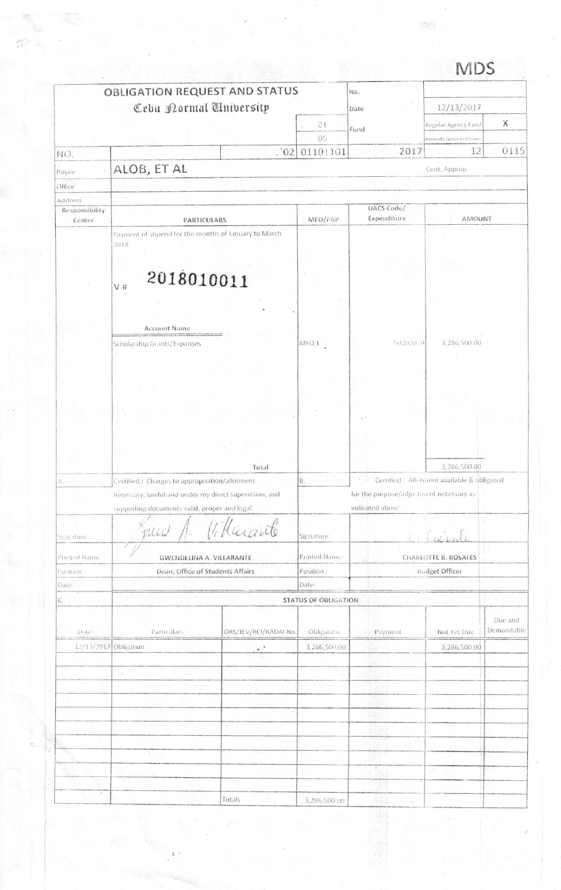MDS

# OBLIGATION REQUEST AND STATUS

## Cebu Normal University

| | | | | | |
|---|---|---|---|---|---|
| | | No. | | | |
| | | Date | | 12/13/2017 | |
| | 01 | Fund | | Regular Agency Fund | X |
| | 05 | | | Internally Generated Funds | |
| NO. | `02 | 01101101 | 2017 | 12 | 0115 |

**Payee:** ALOB, ET AL

Cont. Approp.

**Office:**

**Address:**

| Responsibility Center | PARTICULARS | MFO/PAP | UACS Code/ Expenditure | AMOUNT |
|---|---|---|---|---|
| | Payment of stipend for the months of January to March 2018 | | | |
| | V # 2018010011 | | | |
| | Account Name | | | |
| | Scholarship Grants/Expenses | MFO 1 | 50202010 | 3,286,500.00 |
| | Total | | | 3,286,500.00 |

| | | | |
|---|---|---|---|
| A. | Certified : Charges to appropriation/allotment necessary, lawful and under my direct supervision, and supporting documents valid, proper and legal. | B. | Certified : Allotment available & obligated for the purpose/adjustment necessary as indicated above |
| Signature : | | Signature : | |
| Printed Name: | GWENDELINA A. VILLARANTE | Printed Name: | CHARLOTTE B. ROSALES |
| Position : | Dean, Office of Students Affairs | Position : | Budget Officer |
| Date: | | Date: | |

C. **STATUS OF OBLIGATION**

| Date | Particulars | ORS/JEV/RCI/RADAI No. | Obligation | Payment | Not Yet Due | Due and Demandable |
|---|---|---|---|---|---|---|
| 12/13/2017 | Obligation | | 3,286,500.00 | | 3,286,500.00 | |
| | | | | | | |
| | | Totals | 3,286,500.00 | | | |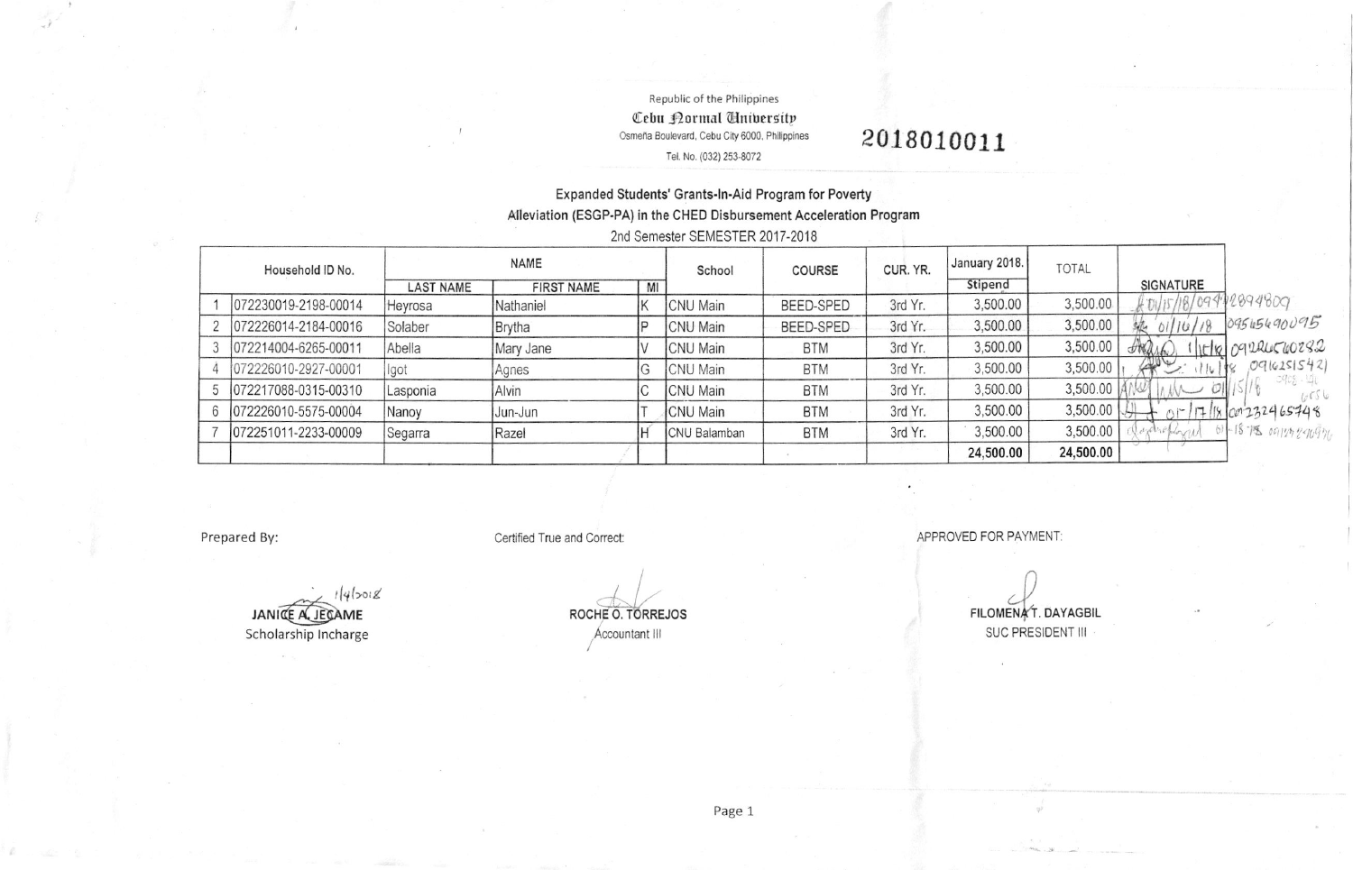Republic of the Philippines

Cebu Normal University

Osmeña Boulevard, Cebu City 6000, Philippines

Tel. No. (032) 253-8072

2018010011

### Expanded Students' Grants-In-Aid Program for Poverty Alleviation (ESGP-PA) in the CHED Disbursement Acceleration Program

2nd Semester SEMESTER 2017-2018

| | Household ID No. | NAME | | | School | COURSE | CUR. YR. | January 2018. | TOTAL | SIGNATURE |
|---|---|---|---|---|---|---|---|---|---|---|
| | | LAST NAME | FIRST NAME | MI | | | | Stipend | | |
| 1 | 072230019-2198-00014 | Heyrosa | Nathaniel | K | CNU Main | BEED-SPED | 3rd Yr. | 3,500.00 | 3,500.00 | 01/15/18 09472894809 |
| 2 | 072226014-2184-00016 | Solaber | Brytha | P | CNU Main | BEED-SPED | 3rd Yr. | 3,500.00 | 3,500.00 | 01/16/18 09565490095 |
| 3 | 072214004-6265-00011 | Abella | Mary Jane | V | CNU Main | BTM | 3rd Yr. | 3,500.00 | 3,500.00 | 1/16/18 09226560282 |
| 4 | 072226010-2927-00001 | Igot | Agnes | G | CNU Main | BTM | 3rd Yr. | 3,500.00 | 3,500.00 | 1/16/18 09162515421 |
| 5 | 072217088-0315-00310 | Lasponia | Alvin | C | CNU Main | BTM | 3rd Yr. | 3,500.00 | 3,500.00 | 01/15/18 |
| 6 | 072226010-5575-00004 | Nanoy | Jun-Jun | T | CNU Main | BTM | 3rd Yr. | 3,500.00 | 3,500.00 | 01/17/18 09232465748 |
| 7 | 072251011-2233-00009 | Segarra | Razel | H | CNU Balamban | BTM | 3rd Yr. | 3,500.00 | 3,500.00 | 01-18-18 |
| | | | | | | | | 24,500.00 | 24,500.00 | |

Prepared By:

1/4/2018

JANICE A. JECAME

Scholarship Incharge

Certified True and Correct:

ROCHE O. TORREJOS

Accountant III

APPROVED FOR PAYMENT:

FILOMENA T. DAYAGBIL

SUC PRESIDENT III